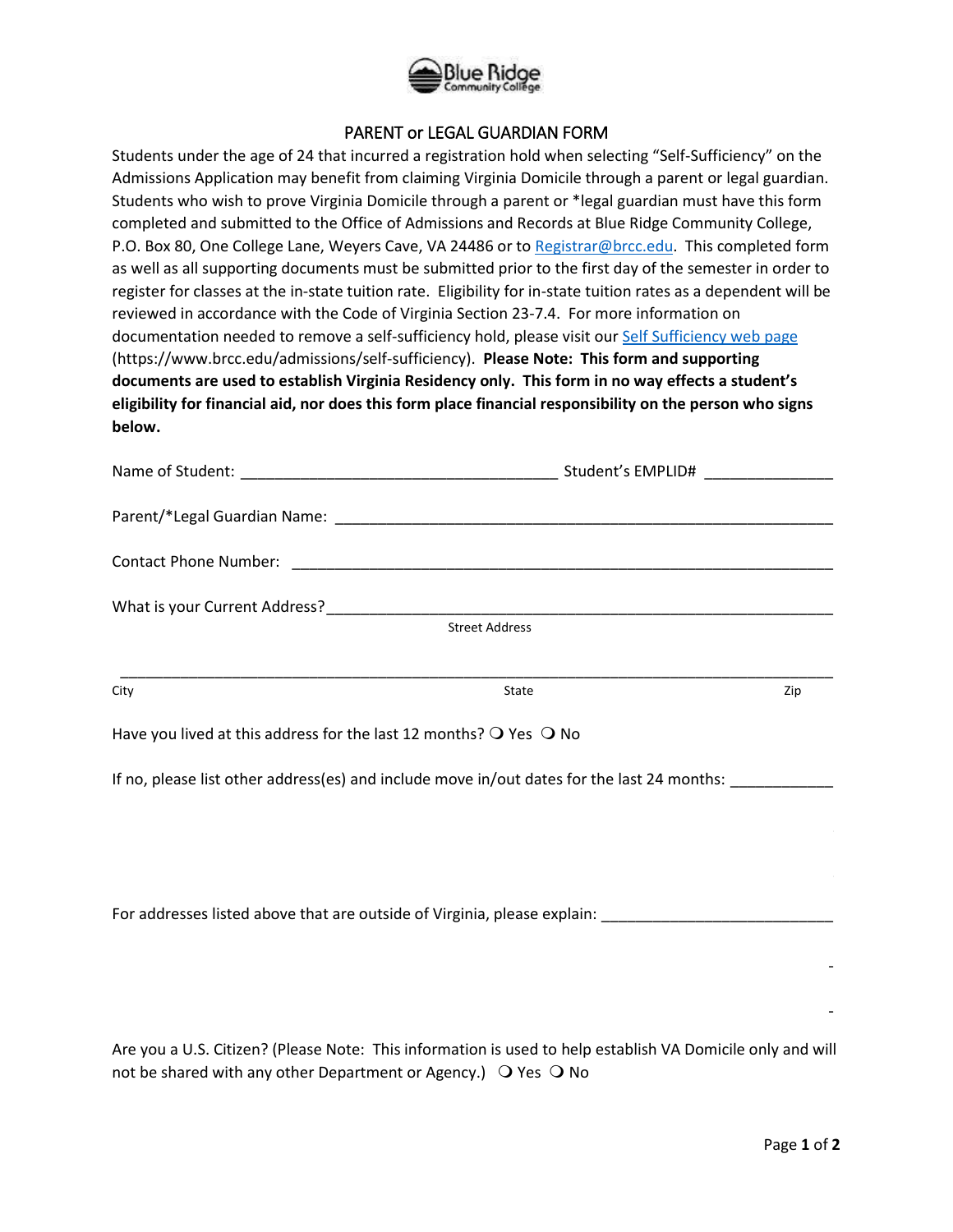# PARENT or LEGAL GUARDIAN FORM

Students under the age of 24 that incurred a registration hold when selecting "Self-Sufficiency" on the Admissions Application may benefit from claiming Virginia Domicile through a parent or legal guardian. Students who wish to prove Virginia Domicile through a parent or *legal guardian must have this form completed and submitted to the Office of Admissions and Records at Blue Ridge Community College, P.O. Box 80, One College Lane, Weyers Cave, VA 24486 or to [Registrar@brcc.edu](mailto:Registrar@brcc.edu). This completed form as well as all supporting documents must be submitted prior to the first day of the semester in order to register for classes at the in-state tuition rate. Eligibility for in-state tuition rates as a dependent will be reviewed in accordance with the Code of Virginia Section 23-7.4. For more information on documentation needed to remove a self-sufficiency hold, please visit our [Self Sufficiency web page](https://www.brcc.edu/admissions/self-sufficiency) (https://www.brcc.edu/admissions/self-sufficiency). **Please Note: This form and supporting documents are used to establish Virginia Residency only. This form in no way effects a student's eligibility for financial aid, nor does this form place financial responsibility on the person who signs below.**

Name of Student: ____________________________________ Student's EMPLID# _______________

Parent/*Legal Guardian Name: ____________________________________________________________

Contact Phone Number: __________________________________________________________________

What is your Current Address?_____________________________________________________________

Street Address

_____________________________________________________________________________________

City State Zip

Have you lived at this address for the last 12 months? ❍ Yes ❍ No

If no, please list other address(es) and include move in/out dates for the last 24 months: ____________

For addresses listed above that are outside of Virginia, please explain: ___________________________

Are you a U.S. Citizen? (Please Note: This information is used to help establish VA Domicile only and will not be shared with any other Department or Agency.) ❍ Yes ❍ No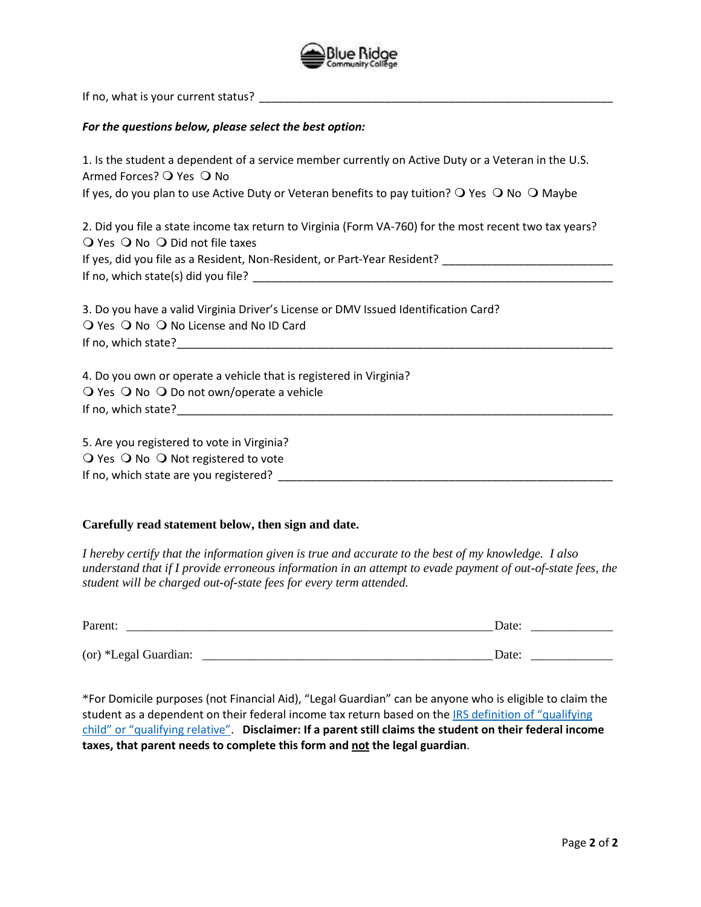If no, what is your current status? ____________________________________________________________

***For the questions below, please select the best option:***

1. Is the student a dependent of a service member currently on Active Duty or a Veteran in the U.S. Armed Forces? ❍ Yes ❍ No
If yes, do you plan to use Active Duty or Veteran benefits to pay tuition? ❍ Yes ❍ No ❍ Maybe

2. Did you file a state income tax return to Virginia (Form VA-760) for the most recent two tax years?
❍ Yes ❍ No ❍ Did not file taxes
If yes, did you file as a Resident, Non-Resident, or Part-Year Resident? ___________________________
If no, which state(s) did you file? ____________________________________________________________

3. Do you have a valid Virginia Driver's License or DMV Issued Identification Card?
❍ Yes ❍ No ❍ No License and No ID Card
If no, which state?_________________________________________________________________________

4. Do you own or operate a vehicle that is registered in Virginia?
❍ Yes ❍ No ❍ Do not own/operate a vehicle
If no, which state?_________________________________________________________________________

5. Are you registered to vote in Virginia?
❍ Yes ❍ No ❍ Not registered to vote
If no, which state are you registered? _______________________________________________________

**Carefully read statement below, then sign and date.**

*I hereby certify that the information given is true and accurate to the best of my knowledge. I also understand that if I provide erroneous information in an attempt to evade payment of out-of-state fees, the student will be charged out-of-state fees for every term attended.*

Parent: ____________________________________________________________ Date: _____________

(or) *Legal Guardian: ________________________________________________ Date: _____________

*For Domicile purposes (not Financial Aid), "Legal Guardian" can be anyone who is eligible to claim the student as a dependent on their federal income tax return based on the IRS definition of "qualifying child" or "qualifying relative". **Disclaimer: If a parent still claims the student on their federal income taxes, that parent needs to complete this form and not the legal guardian**.